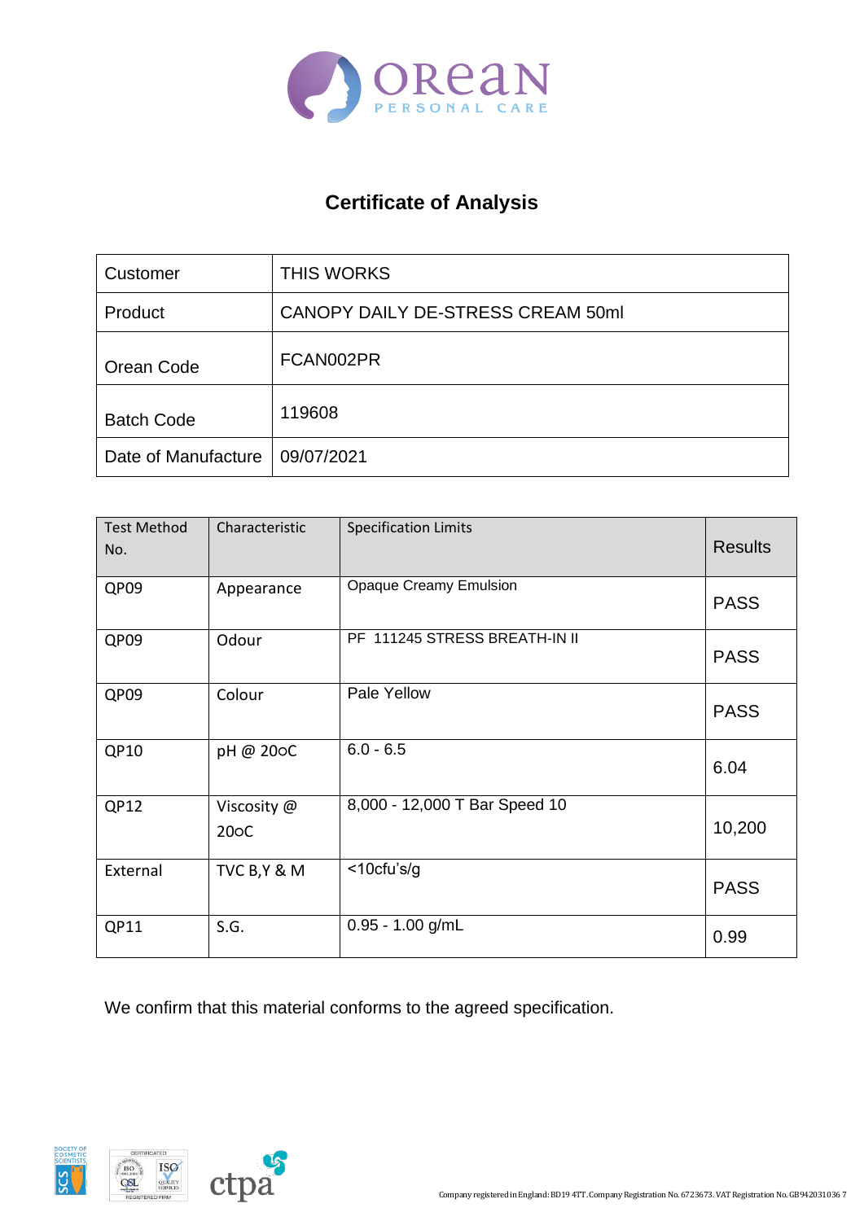# Certificate of Analysis

| Customer | THIS WORKS |
|---|---|
| Product | CANOPY DAILY DE-STRESS CREAM 50ml |
| Orean Code | FCAN002PR |
| Batch Code | 119608 |
| Date of Manufacture | 09/07/2021 |

| Test Method No. | Characteristic | Specification Limits | Results |
|---|---|---|---|
| QP09 | Appearance | Opaque Creamy Emulsion | PASS |
| QP09 | Odour | PF 111245 STRESS BREATH-IN II | PASS |
| QP09 | Colour | Pale Yellow | PASS |
| QP10 | pH @ 20oC | 6.0 - 6.5 | 6.04 |
| QP12 | Viscosity @ 20oC | 8,000 - 12,000 T Bar Speed 10 | 10,200 |
| External | TVC B,Y & M | <10cfu's/g | PASS |
| QP11 | S.G. | 0.95 - 1.00 g/mL | 0.99 |

We confirm that this material conforms to the agreed specification.

Company registered in England: BD19 4TT. Company Registration No. 6723673. VAT Registration No. GB942031036 7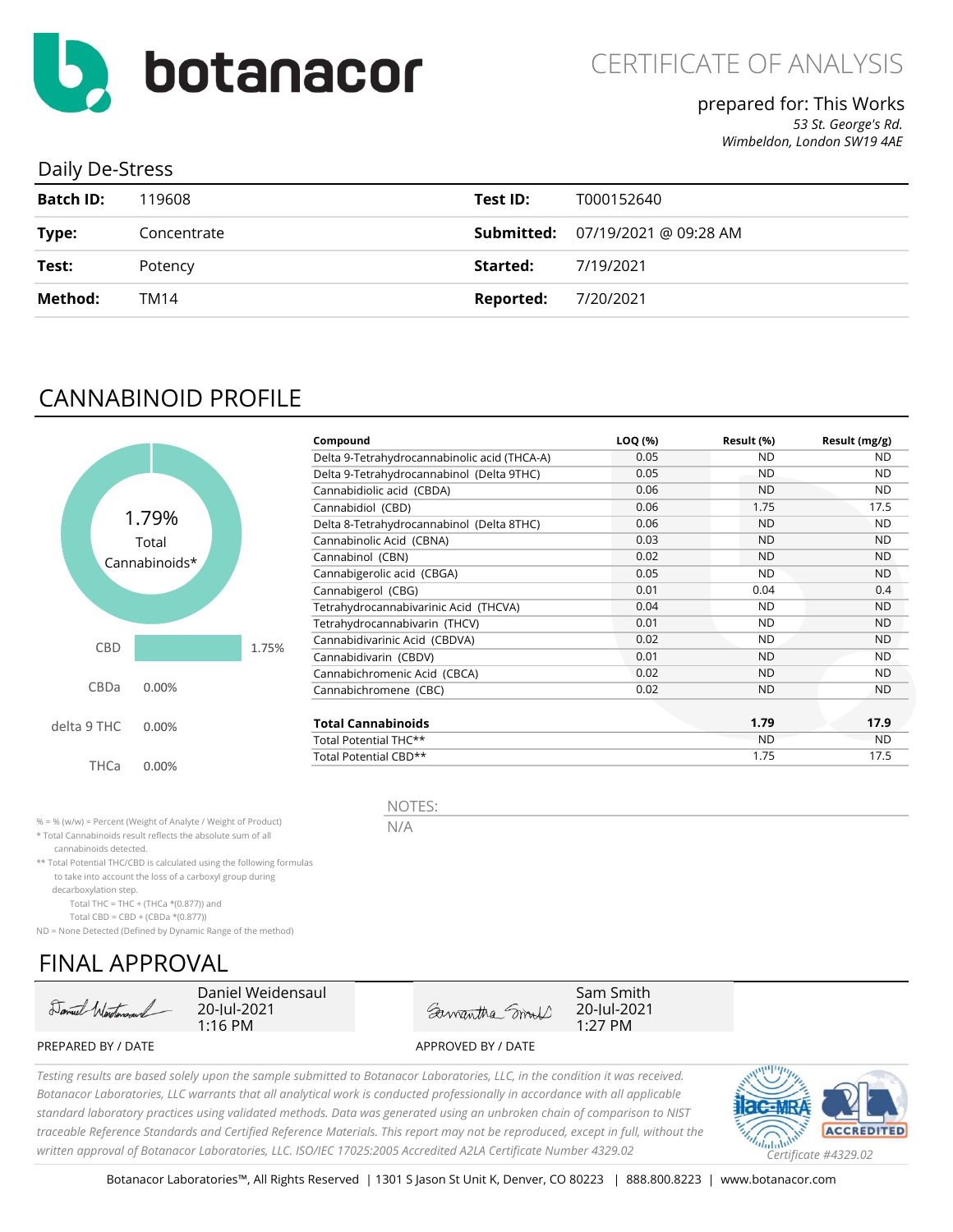botanacor

# CERTIFICATE OF ANALYSIS

prepared for: This Works
*53 St. George's Rd.*
*Wimbledon, London SW19 4AE*

## Daily De-Stress

| **Batch ID:** | 119608 | **Test ID:** | T000152640 |
|---|---|---|---|
| **Type:** | Concentrate | **Submitted:** | 07/19/2021 @ 09:28 AM |
| **Test:** | Potency | **Started:** | 7/19/2021 |
| **Method:** | TM14 | **Reported:** | 7/20/2021 |

## CANNABINOID PROFILE

1.79% Total Cannabinoids*

| | |
|---|---|
| CBD | 1.75% |
| CBDa | 0.00% |
| delta 9 THC | 0.00% |
| THCa | 0.00% |

| Compound | LOQ (%) | Result (%) | Result (mg/g) |
|---|---|---|---|
| Delta 9-Tetrahydrocannabinolic acid (THCA-A) | 0.05 | ND | ND |
| Delta 9-Tetrahydrocannabinol (Delta 9THC) | 0.05 | ND | ND |
| Cannabidiolic acid (CBDA) | 0.06 | ND | ND |
| Cannabidiol (CBD) | 0.06 | 1.75 | 17.5 |
| Delta 8-Tetrahydrocannabinol (Delta 8THC) | 0.06 | ND | ND |
| Cannabinolic Acid (CBNA) | 0.03 | ND | ND |
| Cannabinol (CBN) | 0.02 | ND | ND |
| Cannabigerolic acid (CBGA) | 0.05 | ND | ND |
| Cannabigerol (CBG) | 0.01 | 0.04 | 0.4 |
| Tetrahydrocannabivarinic Acid (THCVA) | 0.04 | ND | ND |
| Tetrahydrocannabivarin (THCV) | 0.01 | ND | ND |
| Cannabidivarinic Acid (CBDVA) | 0.02 | ND | ND |
| Cannabidivarin (CBDV) | 0.01 | ND | ND |
| Cannabichromenic Acid (CBCA) | 0.02 | ND | ND |
| Cannabichromene (CBC) | 0.02 | ND | ND |
| **Total Cannabinoids** | | **1.79** | **17.9** |
| Total Potential THC** | | ND | ND |
| Total Potential CBD** | | 1.75 | 17.5 |

% = % (w/w) = Percent (Weight of Analyte / Weight of Product)
* Total Cannabinoids result reflects the absolute sum of all cannabinoids detected.
** Total Potential THC/CBD is calculated using the following formulas to take into account the loss of a carboxyl group during decarboxylation step.
Total THC = THC + (THCa *(0.877)) and
Total CBD = CBD + (CBDa *(0.877))
ND = None Detected (Defined by Dynamic Range of the method)

NOTES:
N/A

## FINAL APPROVAL

| Daniel Weidensaul 20-Jul-2021 1:16 PM | Sam Smith 20-Jul-2021 1:27 PM |
|---|---|
| PREPARED BY / DATE | APPROVED BY / DATE |

*Testing results are based solely upon the sample submitted to Botanacor Laboratories, LLC, in the condition it was received. Botanacor Laboratories, LLC warrants that all analytical work is conducted professionally in accordance with all applicable standard laboratory practices using validated methods. Data was generated using an unbroken chain of comparison to NIST traceable Reference Standards and Certified Reference Materials. This report may not be reproduced, except in full, without the written approval of Botanacor Laboratories, LLC. ISO/IEC 17025:2005 Accredited A2LA Certificate Number 4329.02*

ilac-MRA A2LA ACCREDITED *Certificate #4329.02*

Botanacor Laboratories™, All Rights Reserved | 1301 S Jason St Unit K, Denver, CO 80223 | 888.800.8223 | www.botanacor.com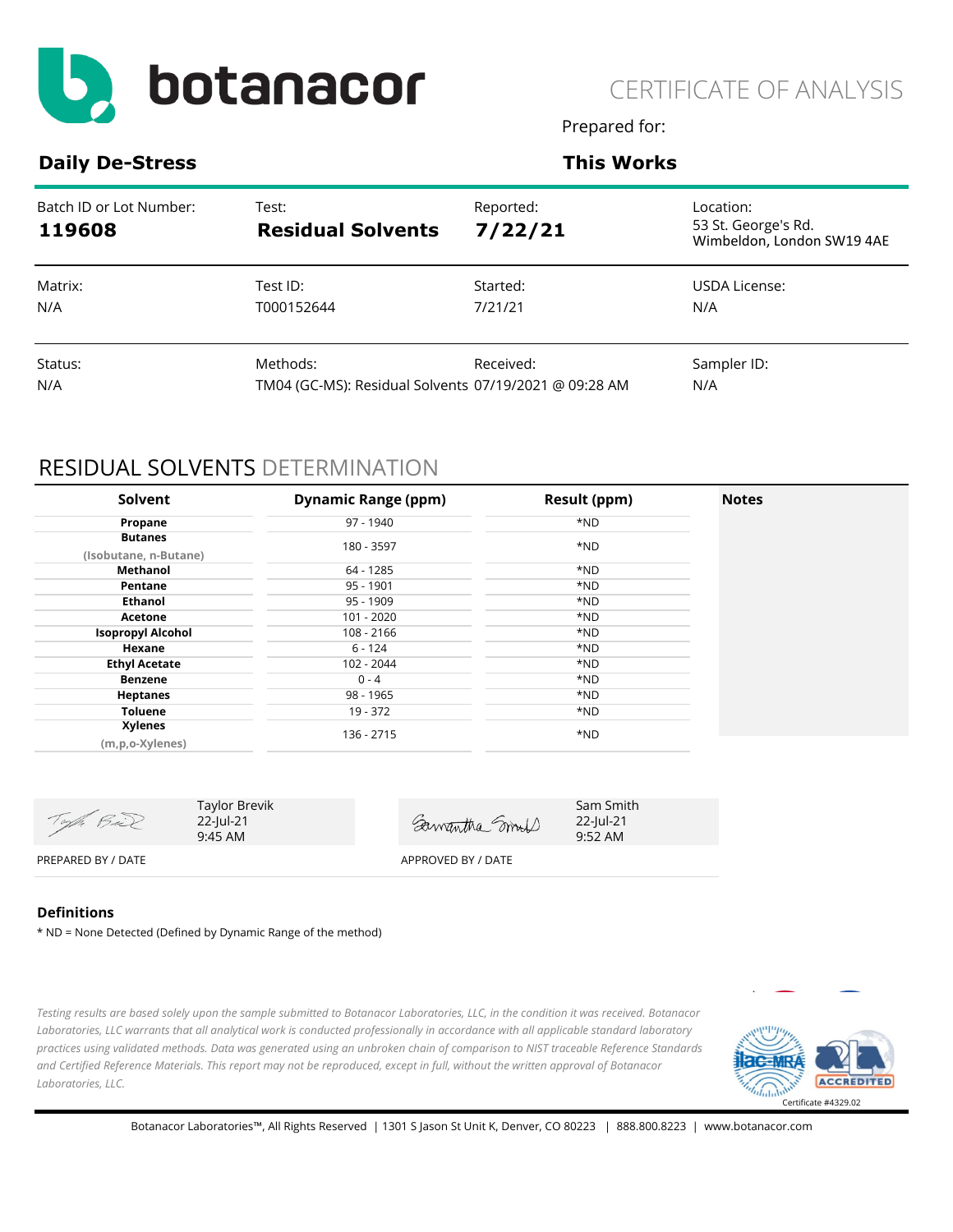botanacor

# CERTIFICATE OF ANALYSIS

Prepared for:

**Daily De-Stress** | **This Works**

| Batch ID or Lot Number: | Test: | Reported: | Location: |
|---|---|---|---|
| **119608** | **Residual Solvents** | **7/22/21** | 53 St. George's Rd. Wimbeldon, London SW19 4AE |

| Matrix: | Test ID: | Started: | USDA License: |
|---|---|---|---|
| N/A | T000152644 | 7/21/21 | N/A |

| Status: | Methods: | Received: | Sampler ID: |
|---|---|---|---|
| N/A | TM04 (GC-MS): Residual Solvents | 07/19/2021 @ 09:28 AM | N/A |

## RESIDUAL SOLVENTS DETERMINATION

| Solvent | Dynamic Range (ppm) | Result (ppm) | Notes |
|---|---|---|---|
| **Propane** | 97 - 1940 | *ND | |
| **Butanes** (Isobutane, n-Butane) | 180 - 3597 | *ND | |
| **Methanol** | 64 - 1285 | *ND | |
| **Pentane** | 95 - 1901 | *ND | |
| **Ethanol** | 95 - 1909 | *ND | |
| **Acetone** | 101 - 2020 | *ND | |
| **Isopropyl Alcohol** | 108 - 2166 | *ND | |
| **Hexane** | 6 - 124 | *ND | |
| **Ethyl Acetate** | 102 - 2044 | *ND | |
| **Benzene** | 0 - 4 | *ND | |
| **Heptanes** | 98 - 1965 | *ND | |
| **Toluene** | 19 - 372 | *ND | |
| **Xylenes** (m,p,o-Xylenes) | 136 - 2715 | *ND | |

| PREPARED BY / DATE | APPROVED BY / DATE |
|---|---|
| Taylor Brevik 22-Jul-21 9:45 AM | Sam Smith 22-Jul-21 9:52 AM |

### Definitions

* ND = None Detected (Defined by Dynamic Range of the method)

*Testing results are based solely upon the sample submitted to Botanacor Laboratories, LLC, in the condition it was received. Botanacor Laboratories, LLC warrants that all analytical work is conducted professionally in accordance with all applicable standard laboratory practices using validated methods. Data was generated using an unbroken chain of comparison to NIST traceable Reference Standards and Certified Reference Materials. This report may not be reproduced, except in full, without the written approval of Botanacor Laboratories, LLC.*

ilac-MRA | A2LA ACCREDITED | Certificate #4329.02

Botanacor Laboratories™, All Rights Reserved | 1301 S Jason St Unit K, Denver, CO 80223 | 888.800.8223 | www.botanacor.com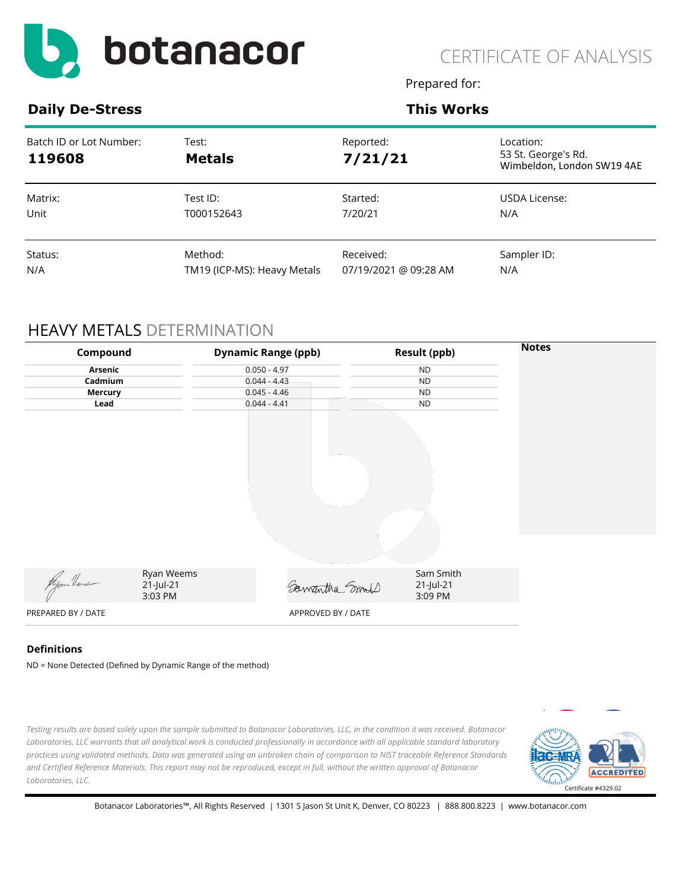# botanacor

CERTIFICATE OF ANALYSIS

Prepared for:

## Daily De-Stress

## This Works

| Batch ID or Lot Number: | Test: | Reported: | Location: |
|---|---|---|---|
| **119608** | **Metals** | **7/21/21** | 53 St. George's Rd. Wimbeldon, London SW19 4AE |

| Matrix: | Test ID: | Started: | USDA License: |
|---|---|---|---|
| Unit | T000152643 | 7/20/21 | N/A |

| Status: | Method: | Received: | Sampler ID: |
|---|---|---|---|
| N/A | TM19 (ICP-MS): Heavy Metals | 07/19/2021 @ 09:28 AM | N/A |

## HEAVY METALS DETERMINATION

| Compound | Dynamic Range (ppb) | Result (ppb) | Notes |
|---|---|---|---|
| **Arsenic** | 0.050 - 4.97 | ND | |
| **Cadmium** | 0.044 - 4.43 | ND | |
| **Mercury** | 0.045 - 4.46 | ND | |
| **Lead** | 0.044 - 4.41 | ND | |

Ryan Weems
21-Jul-21
3:03 PM

PREPARED BY / DATE

Sam Smith
21-Jul-21
3:09 PM

APPROVED BY / DATE

### Definitions

ND = None Detected (Defined by Dynamic Range of the method)

*Testing results are based solely upon the sample submitted to Botanacor Laboratories, LLC, in the condition it was received. Botanacor Laboratories, LLC warrants that all analytical work is conducted professionally in accordance with all applicable standard laboratory practices using validated methods. Data was generated using an unbroken chain of comparison to NIST traceable Reference Standards and Certified Reference Materials. This report may not be reproduced, except in full, without the written approval of Botanacor Laboratories, LLC.*

Certificate #4329.02

Botanacor Laboratories™, All Rights Reserved | 1301 S Jason St Unit K, Denver, CO 80223 | 888.800.8223 | www.botanacor.com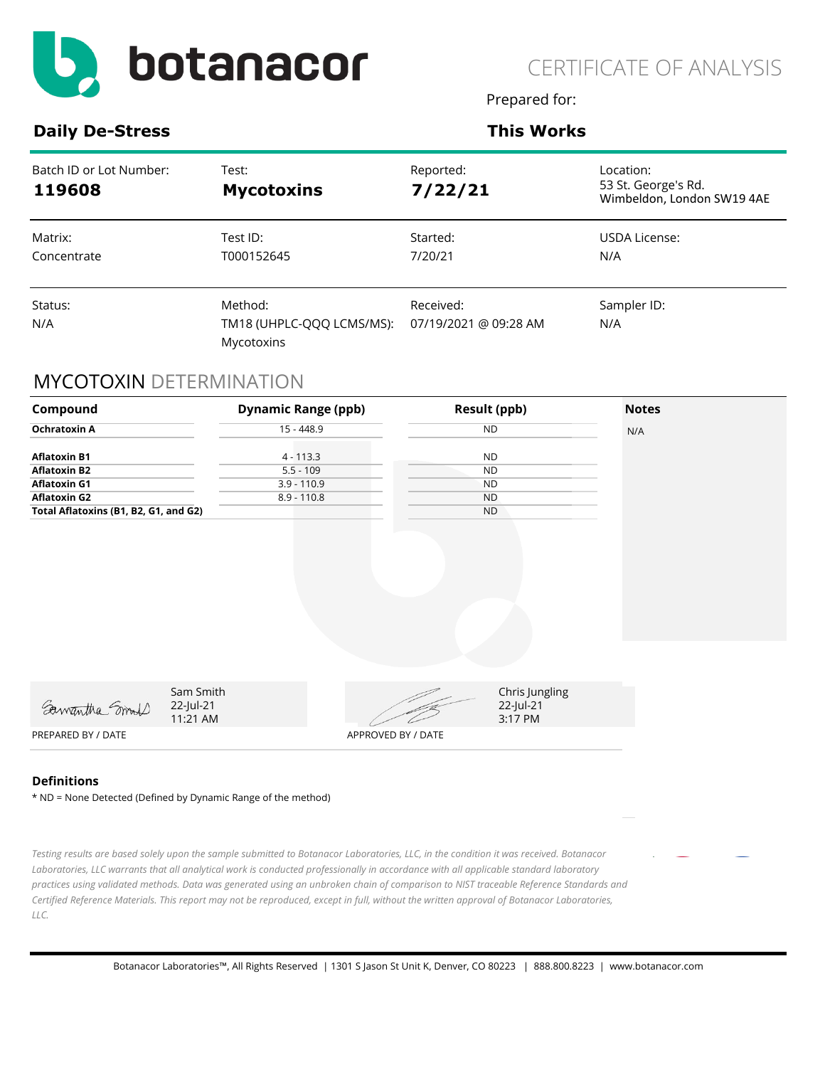# botanacor

CERTIFICATE OF ANALYSIS

Prepared for:

**Daily De-Stress**

**This Works**

| Batch ID or Lot Number: | Test: | Reported: | Location: |
|---|---|---|---|
| **119608** | **Mycotoxins** | **7/22/21** | 53 St. George's Rd. Wimbeldon, London SW19 4AE |
| Matrix: | Test ID: | Started: | USDA License: |
| Concentrate | T000152645 | 7/20/21 | N/A |
| Status: | Method: | Received: | Sampler ID: |
| N/A | TM18 (UHPLC-QQQ LCMS/MS): Mycotoxins | 07/19/2021 @ 09:28 AM | N/A |

## MYCOTOXIN DETERMINATION

| Compound | Dynamic Range (ppb) | Result (ppb) | Notes |
|---|---|---|---|
| **Ochratoxin A** | 15 - 448.9 | ND | N/A |
| **Aflatoxin B1** | 4 - 113.3 | ND | |
| **Aflatoxin B2** | 5.5 - 109 | ND | |
| **Aflatoxin G1** | 3.9 - 110.9 | ND | |
| **Aflatoxin G2** | 8.9 - 110.8 | ND | |
| **Total Aflatoxins (B1, B2, G1, and G2)** | | ND | |

Samantha Smith
Sam Smith
22-Jul-21
11:21 AM
PREPARED BY / DATE

Chris Jungling
22-Jul-21
3:17 PM
APPROVED BY / DATE

### Definitions

* ND = None Detected (Defined by Dynamic Range of the method)

*Testing results are based solely upon the sample submitted to Botanacor Laboratories, LLC, in the condition it was received. Botanacor Laboratories, LLC warrants that all analytical work is conducted professionally in accordance with all applicable standard laboratory practices using validated methods. Data was generated using an unbroken chain of comparison to NIST traceable Reference Standards and Certified Reference Materials. This report may not be reproduced, except in full, without the written approval of Botanacor Laboratories, LLC.*

Botanacor Laboratories™, All Rights Reserved | 1301 S Jason St Unit K, Denver, CO 80223 | 888.800.8223 | www.botanacor.com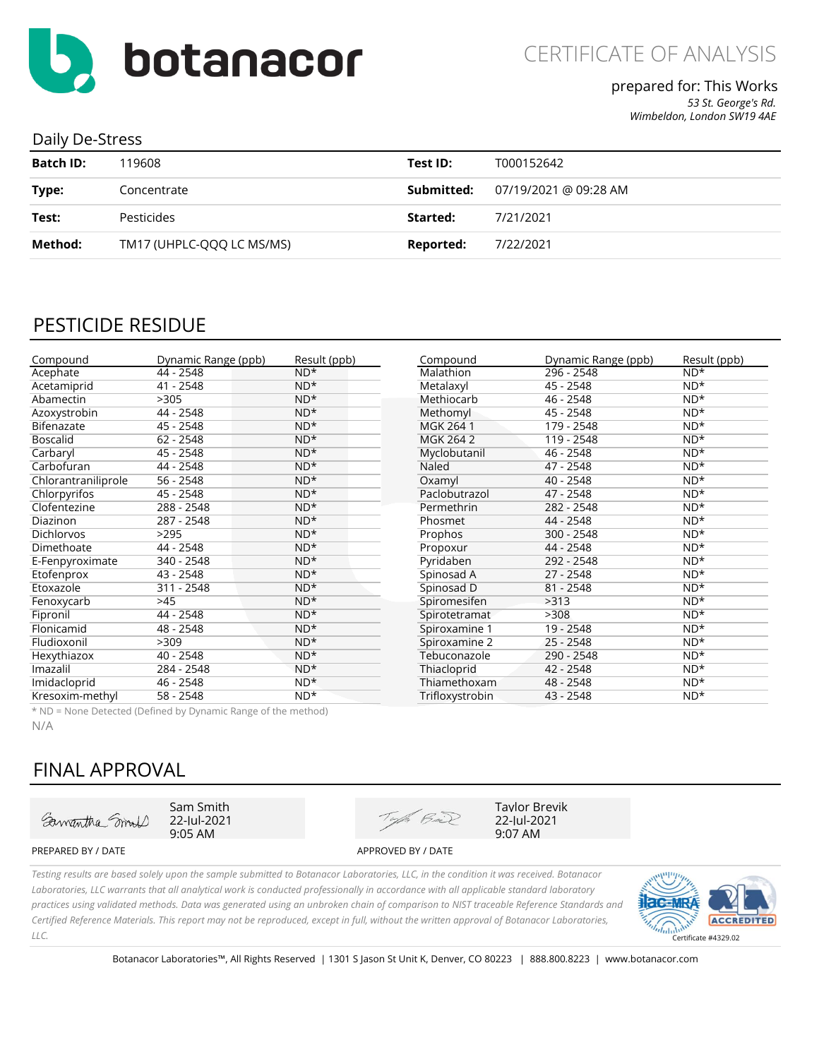botanacor

CERTIFICATE OF ANALYSIS

prepared for: This Works
*53 St. George's Rd.*
*Wimbeldon, London SW19 4AE*

## Daily De-Stress

| | | | |
|---|---|---|---|
| **Batch ID:** | 119608 | **Test ID:** | T000152642 |
| **Type:** | Concentrate | **Submitted:** | 07/19/2021 @ 09:28 AM |
| **Test:** | Pesticides | **Started:** | 7/21/2021 |
| **Method:** | TM17 (UHPLC-QQQ LC MS/MS) | **Reported:** | 7/22/2021 |

## PESTICIDE RESIDUE

| Compound | Dynamic Range (ppb) | Result (ppb) |
|---|---|---|
| Acephate | 44 - 2548 | ND* |
| Acetamiprid | 41 - 2548 | ND* |
| Abamectin | >305 | ND* |
| Azoxystrobin | 44 - 2548 | ND* |
| Bifenazate | 45 - 2548 | ND* |
| Boscalid | 62 - 2548 | ND* |
| Carbaryl | 45 - 2548 | ND* |
| Carbofuran | 44 - 2548 | ND* |
| Chlorantraniliprole | 56 - 2548 | ND* |
| Chlorpyrifos | 45 - 2548 | ND* |
| Clofentezine | 288 - 2548 | ND* |
| Diazinon | 287 - 2548 | ND* |
| Dichlorvos | >295 | ND* |
| Dimethoate | 44 - 2548 | ND* |
| E-Fenpyroximate | 340 - 2548 | ND* |
| Etofenprox | 43 - 2548 | ND* |
| Etoxazole | 311 - 2548 | ND* |
| Fenoxycarb | >45 | ND* |
| Fipronil | 44 - 2548 | ND* |
| Flonicamid | 48 - 2548 | ND* |
| Fludioxonil | >309 | ND* |
| Hexythiazox | 40 - 2548 | ND* |
| Imazalil | 284 - 2548 | ND* |
| Imidacloprid | 46 - 2548 | ND* |
| Kresoxim-methyl | 58 - 2548 | ND* |
| Malathion | 296 - 2548 | ND* |
| Metalaxyl | 45 - 2548 | ND* |
| Methiocarb | 46 - 2548 | ND* |
| Methomyl | 45 - 2548 | ND* |
| MGK 264 1 | 179 - 2548 | ND* |
| MGK 264 2 | 119 - 2548 | ND* |
| Myclobutanil | 46 - 2548 | ND* |
| Naled | 47 - 2548 | ND* |
| Oxamyl | 40 - 2548 | ND* |
| Paclobutrazol | 47 - 2548 | ND* |
| Permethrin | 282 - 2548 | ND* |
| Phosmet | 44 - 2548 | ND* |
| Prophos | 300 - 2548 | ND* |
| Propoxur | 44 - 2548 | ND* |
| Pyridaben | 292 - 2548 | ND* |
| Spinosad A | 27 - 2548 | ND* |
| Spinosad D | 81 - 2548 | ND* |
| Spiromesifen | >313 | ND* |
| Spirotetramat | >308 | ND* |
| Spiroxamine 1 | 19 - 2548 | ND* |
| Spiroxamine 2 | 25 - 2548 | ND* |
| Tebuconazole | 290 - 2548 | ND* |
| Thiacloprid | 42 - 2548 | ND* |
| Thiamethoxam | 48 - 2548 | ND* |
| Trifloxystrobin | 43 - 2548 | ND* |

* ND = None Detected (Defined by Dynamic Range of the method)

N/A

## FINAL APPROVAL

| | |
|---|---|
| Sam Smith<br>22-Jul-2021<br>9:05 AM | Taylor Brevik<br>22-Jul-2021<br>9:07 AM |
| PREPARED BY / DATE | APPROVED BY / DATE |

*Testing results are based solely upon the sample submitted to Botanacor Laboratories, LLC, in the condition it was received. Botanacor Laboratories, LLC warrants that all analytical work is conducted professionally in accordance with all applicable standard laboratory practices using validated methods. Data was generated using an unbroken chain of comparison to NIST traceable Reference Standards and Certified Reference Materials. This report may not be reproduced, except in full, without the written approval of Botanacor Laboratories, LLC.*

Certificate #4329.02

Botanacor Laboratories™, All Rights Reserved | 1301 S Jason St Unit K, Denver, CO 80223 | 888.800.8223 | www.botanacor.com